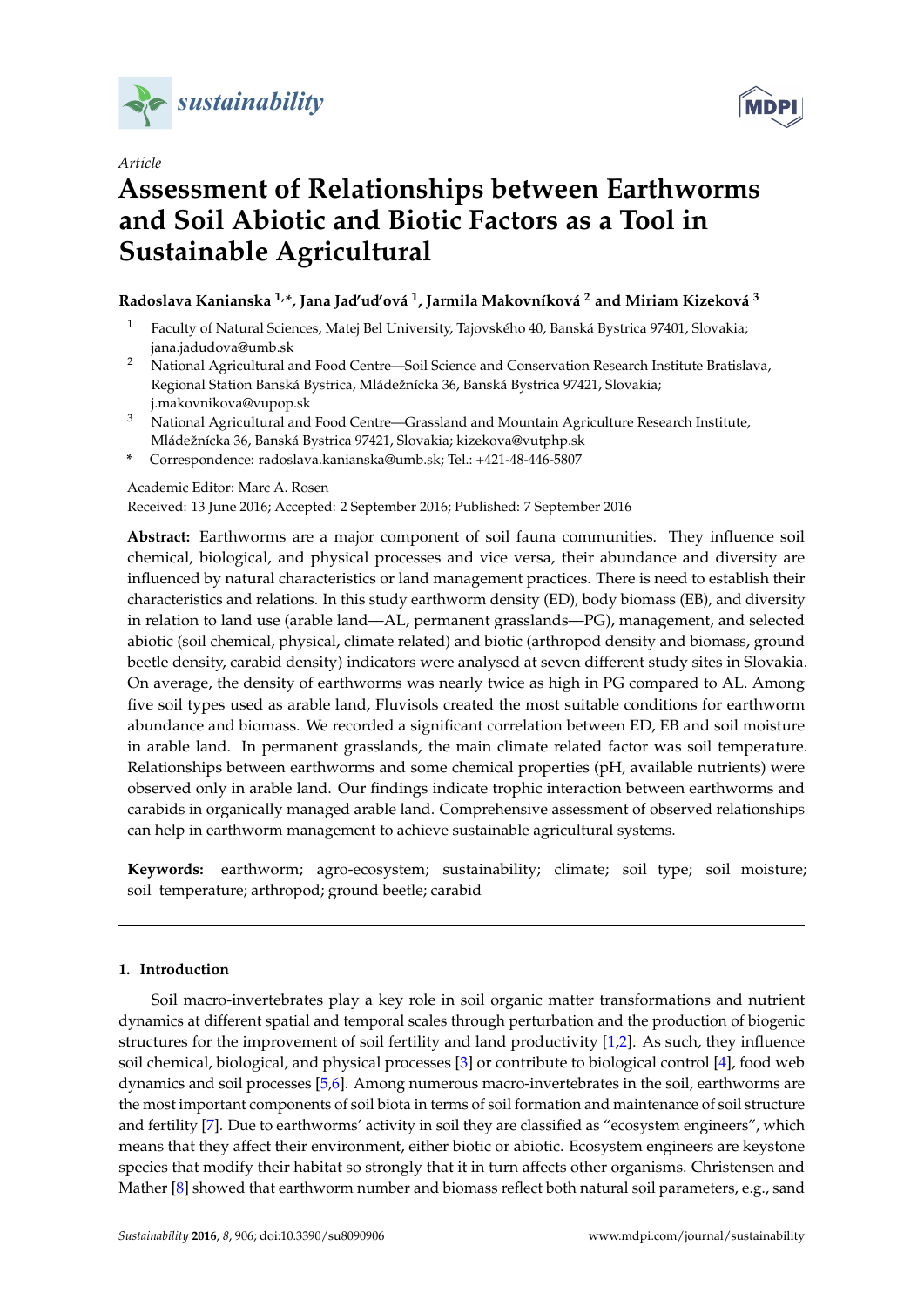*sustainability*

*Article*

# Assessment of Relationships between Earthworms and Soil Abiotic and Biotic Factors as a Tool in Sustainable Agricultural

**Radoslava Kanianska [1,*], Jana Jaďuďová [1], Jarmila Makovníková [2] and Miriam Kizeková [3]**

1. Faculty of Natural Sciences, Matej Bel University, Tajovského 40, Banská Bystrica 97401, Slovakia; jana.jadudova@umb.sk
2. National Agricultural and Food Centre—Soil Science and Conservation Research Institute Bratislava, Regional Station Banská Bystrica, Mládežnícka 36, Banská Bystrica 97421, Slovakia; j.makovnikova@vupop.sk
3. National Agricultural and Food Centre—Grassland and Mountain Agriculture Research Institute, Mládežnícka 36, Banská Bystrica 97421, Slovakia; kizekova@vutphp.sk

\* Correspondence: radoslava.kanianska@umb.sk; Tel.: +421-48-446-5807

Academic Editor: Marc A. Rosen

Received: 13 June 2016; Accepted: 2 September 2016; Published: 7 September 2016

**Abstract:** Earthworms are a major component of soil fauna communities. They influence soil chemical, biological, and physical processes and vice versa, their abundance and diversity are influenced by natural characteristics or land management practices. There is need to establish their characteristics and relations. In this study earthworm density (ED), body biomass (EB), and diversity in relation to land use (arable land—AL, permanent grasslands—PG), management, and selected abiotic (soil chemical, physical, climate related) and biotic (arthropod density and biomass, ground beetle density, carabid density) indicators were analysed at seven different study sites in Slovakia. On average, the density of earthworms was nearly twice as high in PG compared to AL. Among five soil types used as arable land, Fluvisols created the most suitable conditions for earthworm abundance and biomass. We recorded a significant correlation between ED, EB and soil moisture in arable land. In permanent grasslands, the main climate related factor was soil temperature. Relationships between earthworms and some chemical properties (pH, available nutrients) were observed only in arable land. Our findings indicate trophic interaction between earthworms and carabids in organically managed arable land. Comprehensive assessment of observed relationships can help in earthworm management to achieve sustainable agricultural systems.

**Keywords:** earthworm; agro-ecosystem; sustainability; climate; soil type; soil moisture; soil temperature; arthropod; ground beetle; carabid

## 1. Introduction

Soil macro-invertebrates play a key role in soil organic matter transformations and nutrient dynamics at different spatial and temporal scales through perturbation and the production of biogenic structures for the improvement of soil fertility and land productivity [1,2]. As such, they influence soil chemical, biological, and physical processes [3] or contribute to biological control [4], food web dynamics and soil processes [5,6]. Among numerous macro-invertebrates in the soil, earthworms are the most important components of soil biota in terms of soil formation and maintenance of soil structure and fertility [7]. Due to earthworms' activity in soil they are classified as "ecosystem engineers", which means that they affect their environment, either biotic or abiotic. Ecosystem engineers are keystone species that modify their habitat so strongly that it in turn affects other organisms. Christensen and Mather [8] showed that earthworm number and biomass reflect both natural soil parameters, e.g., sand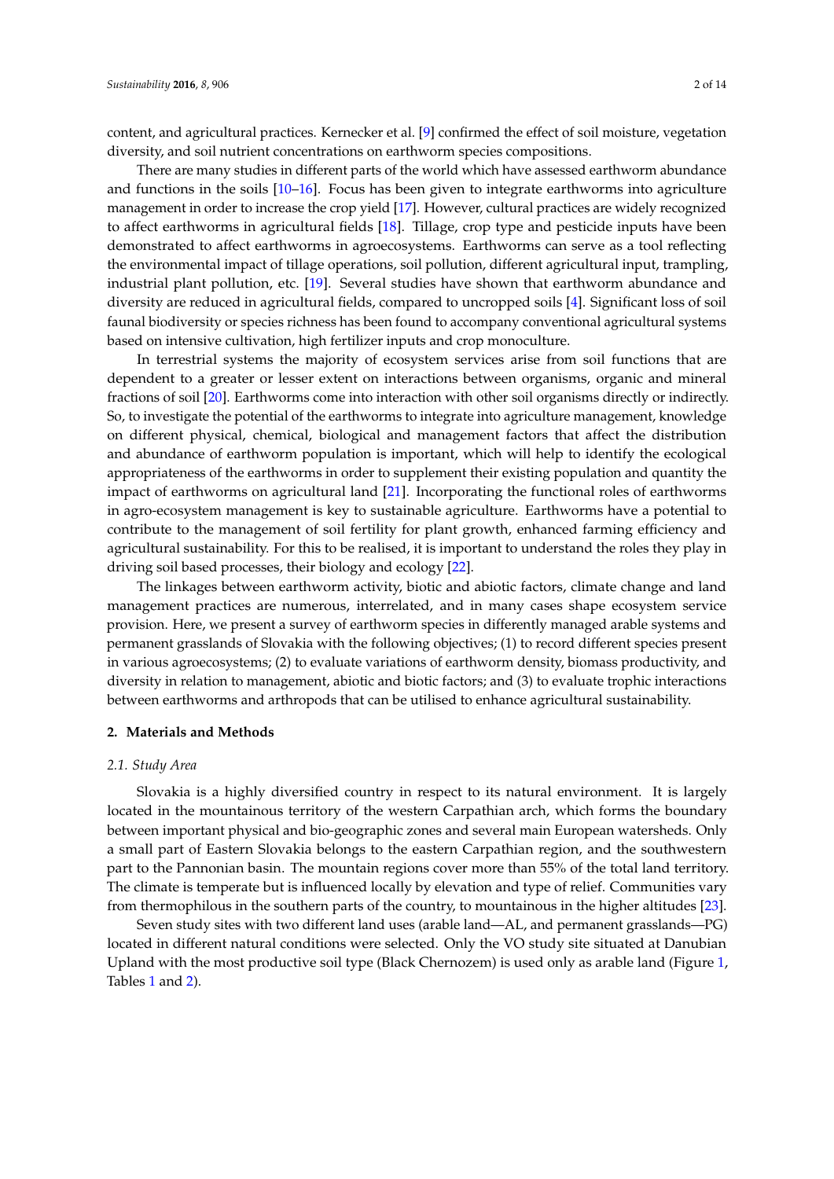content, and agricultural practices. Kernecker et al. [9] confirmed the effect of soil moisture, vegetation diversity, and soil nutrient concentrations on earthworm species compositions.

There are many studies in different parts of the world which have assessed earthworm abundance and functions in the soils [10–16]. Focus has been given to integrate earthworms into agriculture management in order to increase the crop yield [17]. However, cultural practices are widely recognized to affect earthworms in agricultural fields [18]. Tillage, crop type and pesticide inputs have been demonstrated to affect earthworms in agroecosystems. Earthworms can serve as a tool reflecting the environmental impact of tillage operations, soil pollution, different agricultural input, trampling, industrial plant pollution, etc. [19]. Several studies have shown that earthworm abundance and diversity are reduced in agricultural fields, compared to uncropped soils [4]. Significant loss of soil faunal biodiversity or species richness has been found to accompany conventional agricultural systems based on intensive cultivation, high fertilizer inputs and crop monoculture.

In terrestrial systems the majority of ecosystem services arise from soil functions that are dependent to a greater or lesser extent on interactions between organisms, organic and mineral fractions of soil [20]. Earthworms come into interaction with other soil organisms directly or indirectly. So, to investigate the potential of the earthworms to integrate into agriculture management, knowledge on different physical, chemical, biological and management factors that affect the distribution and abundance of earthworm population is important, which will help to identify the ecological appropriateness of the earthworms in order to supplement their existing population and quantity the impact of earthworms on agricultural land [21]. Incorporating the functional roles of earthworms in agro-ecosystem management is key to sustainable agriculture. Earthworms have a potential to contribute to the management of soil fertility for plant growth, enhanced farming efficiency and agricultural sustainability. For this to be realised, it is important to understand the roles they play in driving soil based processes, their biology and ecology [22].

The linkages between earthworm activity, biotic and abiotic factors, climate change and land management practices are numerous, interrelated, and in many cases shape ecosystem service provision. Here, we present a survey of earthworm species in differently managed arable systems and permanent grasslands of Slovakia with the following objectives; (1) to record different species present in various agroecosystems; (2) to evaluate variations of earthworm density, biomass productivity, and diversity in relation to management, abiotic and biotic factors; and (3) to evaluate trophic interactions between earthworms and arthropods that can be utilised to enhance agricultural sustainability.

## 2. Materials and Methods

### 2.1. Study Area

Slovakia is a highly diversified country in respect to its natural environment. It is largely located in the mountainous territory of the western Carpathian arch, which forms the boundary between important physical and bio-geographic zones and several main European watersheds. Only a small part of Eastern Slovakia belongs to the eastern Carpathian region, and the southwestern part to the Pannonian basin. The mountain regions cover more than 55% of the total land territory. The climate is temperate but is influenced locally by elevation and type of relief. Communities vary from thermophilous in the southern parts of the country, to mountainous in the higher altitudes [23].

Seven study sites with two different land uses (arable land—AL, and permanent grasslands—PG) located in different natural conditions were selected. Only the VO study site situated at Danubian Upland with the most productive soil type (Black Chernozem) is used only as arable land (Figure 1, Tables 1 and 2).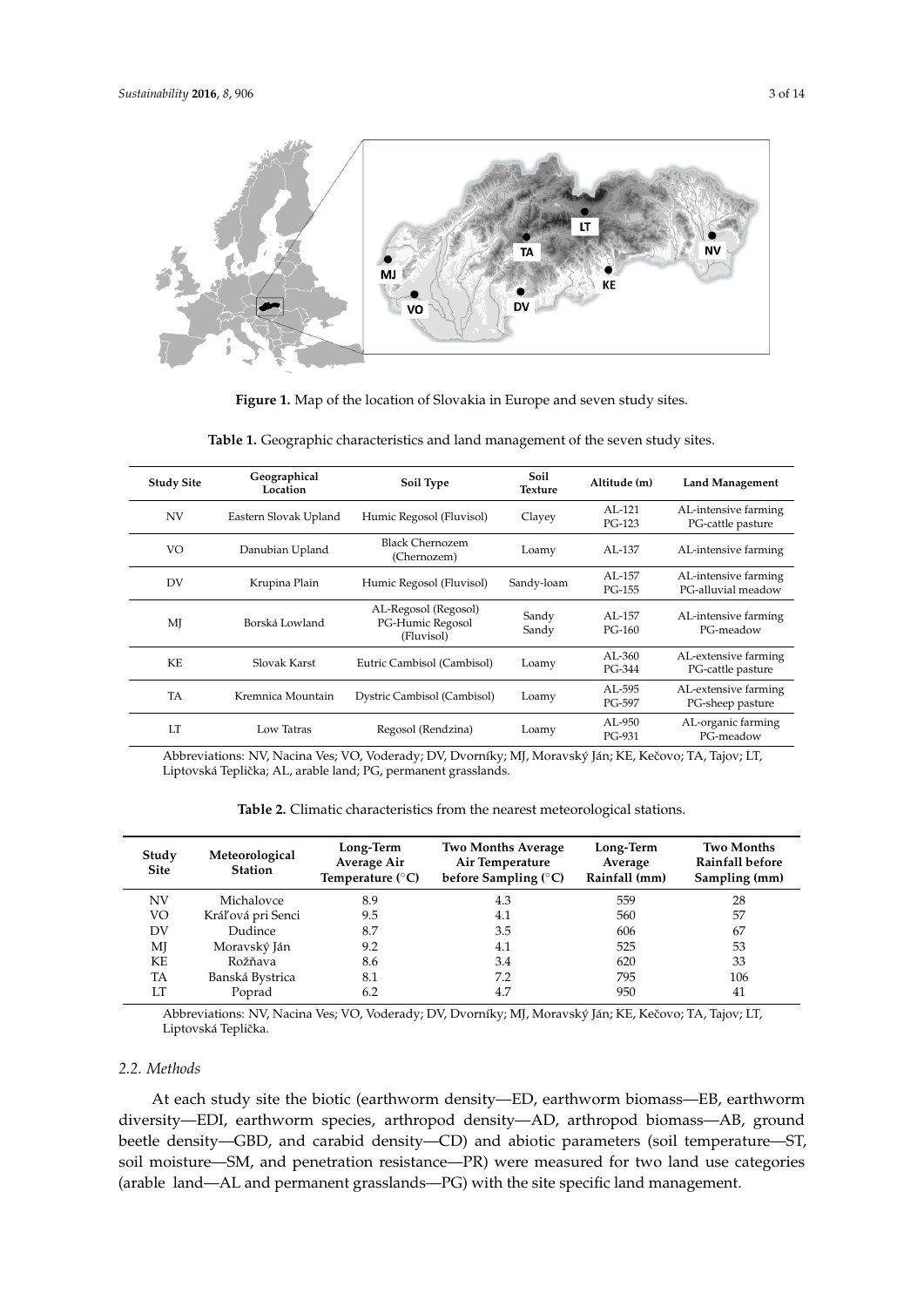**Figure 1.** Map of the location of Slovakia in Europe and seven study sites.

**Table 1.** Geographic characteristics and land management of the seven study sites.

| Study Site | Geographical Location | Soil Type | Soil Texture | Altitude (m) | Land Management |
|---|---|---|---|---|---|
| NV | Eastern Slovak Upland | Humic Regosol (Fluvisol) | Clayey | AL-121<br>PG-123 | AL-intensive farming<br>PG-cattle pasture |
| VO | Danubian Upland | Black Chernozem (Chernozem) | Loamy | AL-137 | AL-intensive farming |
| DV | Krupina Plain | Humic Regosol (Fluvisol) | Sandy-loam | AL-157<br>PG-155 | AL-intensive farming<br>PG-alluvial meadow |
| MJ | Borská Lowland | AL-Regosol (Regosol)<br>PG-Humic Regosol (Fluvisol) | Sandy<br>Sandy | AL-157<br>PG-160 | AL-intensive farming<br>PG-meadow |
| KE | Slovak Karst | Eutric Cambisol (Cambisol) | Loamy | AL-360<br>PG-344 | AL-extensive farming<br>PG-cattle pasture |
| TA | Kremnica Mountain | Dystric Cambisol (Cambisol) | Loamy | AL-595<br>PG-597 | AL-extensive farming<br>PG-sheep pasture |
| LT | Low Tatras | Regosol (Rendzina) | Loamy | AL-950<br>PG-931 | AL-organic farming<br>PG-meadow |

Abbreviations: NV, Nacina Ves; VO, Voderady; DV, Dvorníky; MJ, Moravský Ján; KE, Kečovo; TA, Tajov; LT, Liptovská Teplička; AL, arable land; PG, permanent grasslands.

**Table 2.** Climatic characteristics from the nearest meteorological stations.

| Study Site | Meteorological Station | Long-Term Average Air Temperature (°C) | Two Months Average Air Temperature before Sampling (°C) | Long-Term Average Rainfall (mm) | Two Months Rainfall before Sampling (mm) |
|---|---|---|---|---|---|
| NV | Michalovce | 8.9 | 4.3 | 559 | 28 |
| VO | Kráľová pri Senci | 9.5 | 4.1 | 560 | 57 |
| DV | Dudince | 8.7 | 3.5 | 606 | 67 |
| MJ | Moravský Ján | 9.2 | 4.1 | 525 | 53 |
| KE | Rožňava | 8.6 | 3.4 | 620 | 33 |
| TA | Banská Bystrica | 8.1 | 7.2 | 795 | 106 |
| LT | Poprad | 6.2 | 4.7 | 950 | 41 |

Abbreviations: NV, Nacina Ves; VO, Voderady; DV, Dvorníky; MJ, Moravský Ján; KE, Kečovo; TA, Tajov; LT, Liptovská Teplička.

### 2.2. Methods

At each study site the biotic (earthworm density—ED, earthworm biomass—EB, earthworm diversity—EDI, earthworm species, arthropod density—AD, arthropod biomass—AB, ground beetle density—GBD, and carabid density—CD) and abiotic parameters (soil temperature—ST, soil moisture—SM, and penetration resistance—PR) were measured for two land use categories (arable land—AL and permanent grasslands—PG) with the site specific land management.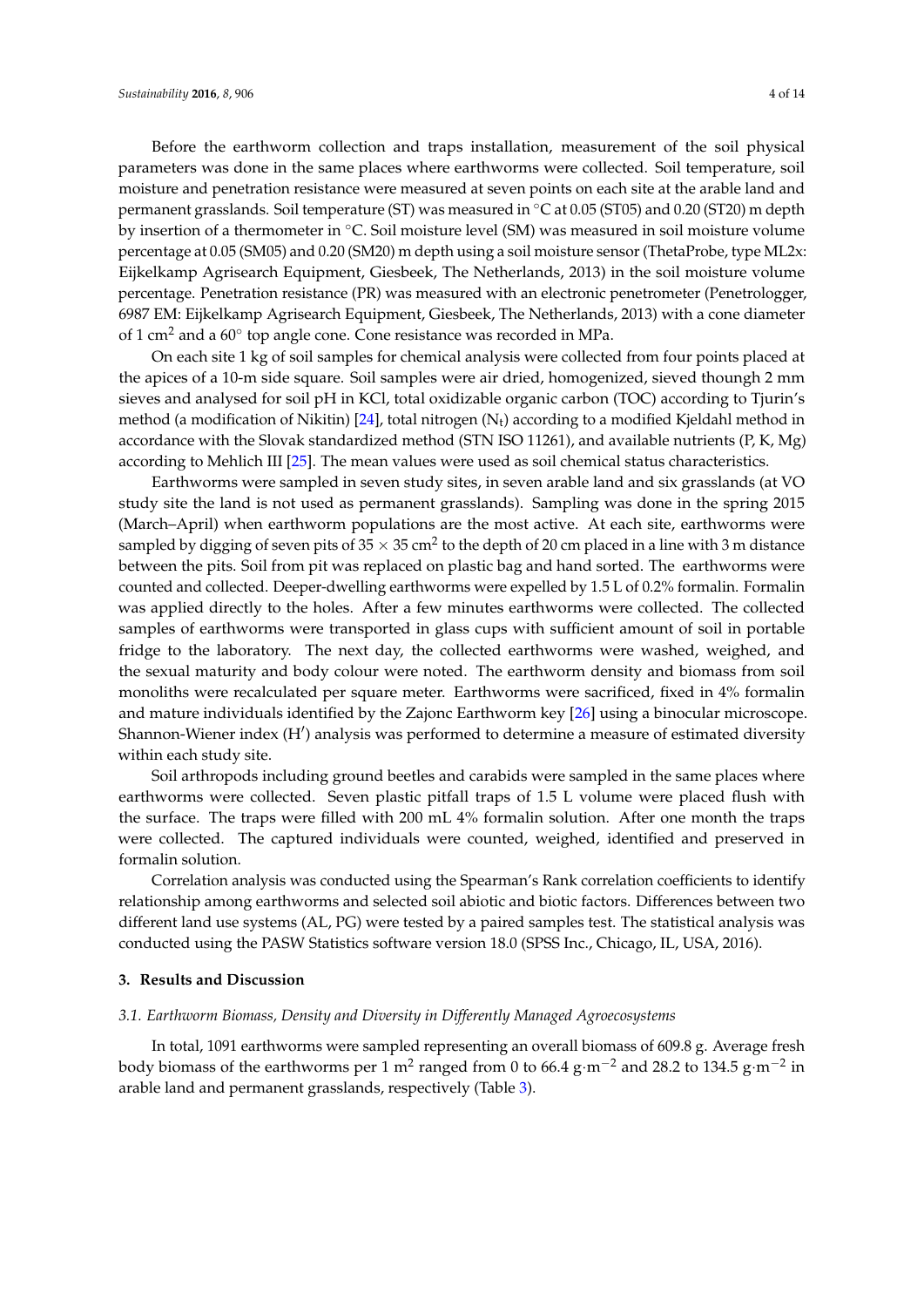Before the earthworm collection and traps installation, measurement of the soil physical parameters was done in the same places where earthworms were collected. Soil temperature, soil moisture and penetration resistance were measured at seven points on each site at the arable land and permanent grasslands. Soil temperature (ST) was measured in °C at 0.05 (ST05) and 0.20 (ST20) m depth by insertion of a thermometer in °C. Soil moisture level (SM) was measured in soil moisture volume percentage at 0.05 (SM05) and 0.20 (SM20) m depth using a soil moisture sensor (ThetaProbe, type ML2x: Eijkelkamp Agrisearch Equipment, Giesbeek, The Netherlands, 2013) in the soil moisture volume percentage. Penetration resistance (PR) was measured with an electronic penetrometer (Penetrologger, 6987 EM: Eijkelkamp Agrisearch Equipment, Giesbeek, The Netherlands, 2013) with a cone diameter of 1 $cm^2$ and a 60° top angle cone. Cone resistance was recorded in MPa.

On each site 1 kg of soil samples for chemical analysis were collected from four points placed at the apices of a 10-m side square. Soil samples were air dried, homogenized, sieved thoungh 2 mm sieves and analysed for soil pH in KCl, total oxidizable organic carbon (TOC) according to Tjurin's method (a modification of Nikitin) [24], total nitrogen ($N_t$) according to a modified Kjeldahl method in accordance with the Slovak standardized method (STN ISO 11261), and available nutrients (P, K, Mg) according to Mehlich III [25]. The mean values were used as soil chemical status characteristics.

Earthworms were sampled in seven study sites, in seven arable land and six grasslands (at VO study site the land is not used as permanent grasslands). Sampling was done in the spring 2015 (March–April) when earthworm populations are the most active. At each site, earthworms were sampled by digging of seven pits of 35 × 35 $cm^2$ to the depth of 20 cm placed in a line with 3 m distance between the pits. Soil from pit was replaced on plastic bag and hand sorted. The earthworms were counted and collected. Deeper-dwelling earthworms were expelled by 1.5 L of 0.2% formalin. Formalin was applied directly to the holes. After a few minutes earthworms were collected. The collected samples of earthworms were transported in glass cups with sufficient amount of soil in portable fridge to the laboratory. The next day, the collected earthworms were washed, weighed, and the sexual maturity and body colour were noted. The earthworm density and biomass from soil monoliths were recalculated per square meter. Earthworms were sacrificed, fixed in 4% formalin and mature individuals identified by the Zajonc Earthworm key [26] using a binocular microscope. Shannon-Wiener index ($H'$) analysis was performed to determine a measure of estimated diversity within each study site.

Soil arthropods including ground beetles and carabids were sampled in the same places where earthworms were collected. Seven plastic pitfall traps of 1.5 L volume were placed flush with the surface. The traps were filled with 200 mL 4% formalin solution. After one month the traps were collected. The captured individuals were counted, weighed, identified and preserved in formalin solution.

Correlation analysis was conducted using the Spearman's Rank correlation coefficients to identify relationship among earthworms and selected soil abiotic and biotic factors. Differences between two different land use systems (AL, PG) were tested by a paired samples test. The statistical analysis was conducted using the PASW Statistics software version 18.0 (SPSS Inc., Chicago, IL, USA, 2016).

## 3. Results and Discussion

### *3.1. Earthworm Biomass, Density and Diversity in Differently Managed Agroecosystems*

In total, 1091 earthworms were sampled representing an overall biomass of 609.8 g. Average fresh body biomass of the earthworms per 1 $m^2$ ranged from 0 to 66.4 $g \cdot m^{-2}$ and 28.2 to 134.5 $g \cdot m^{-2}$ in arable land and permanent grasslands, respectively (Table 3).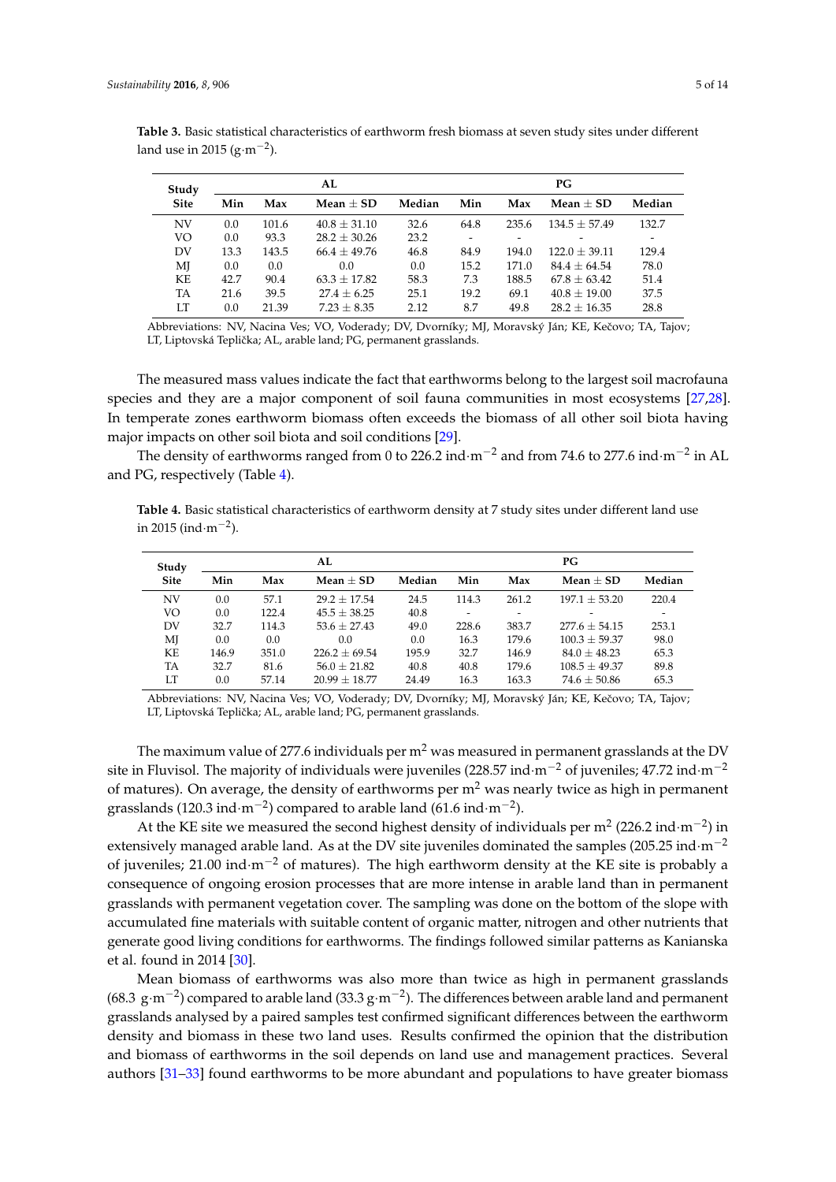**Table 3.** Basic statistical characteristics of earthworm fresh biomass at seven study sites under different land use in 2015 ($g \cdot m^{-2}$).

| Study Site | AL | | | | PG | | | |
|---|---|---|---|---|---|---|---|---|
| | Min | Max | Mean ± SD | Median | Min | Max | Mean ± SD | Median |
| NV | 0.0 | 101.6 | 40.8 ± 31.10 | 32.6 | 64.8 | 235.6 | 134.5 ± 57.49 | 132.7 |
| VO | 0.0 | 93.3 | 28.2 ± 30.26 | 23.2 | - | - | - | - |
| DV | 13.3 | 143.5 | 66.4 ± 49.76 | 46.8 | 84.9 | 194.0 | 122.0 ± 39.11 | 129.4 |
| MJ | 0.0 | 0.0 | 0.0 | 0.0 | 15.2 | 171.0 | 84.4 ± 64.54 | 78.0 |
| KE | 42.7 | 90.4 | 63.3 ± 17.82 | 58.3 | 7.3 | 188.5 | 67.8 ± 63.42 | 51.4 |
| TA | 21.6 | 39.5 | 27.4 ± 6.25 | 25.1 | 19.2 | 69.1 | 40.8 ± 19.00 | 37.5 |
| LT | 0.0 | 21.39 | 7.23 ± 8.35 | 2.12 | 8.7 | 49.8 | 28.2 ± 16.35 | 28.8 |

Abbreviations: NV, Nacina Ves; VO, Voderady; DV, Dvorníky; MJ, Moravský Ján; KE, Kečovo; TA, Tajov; LT, Liptovská Teplička; AL, arable land; PG, permanent grasslands.

The measured mass values indicate the fact that earthworms belong to the largest soil macrofauna species and they are a major component of soil fauna communities in most ecosystems [27,28]. In temperate zones earthworm biomass often exceeds the biomass of all other soil biota having major impacts on other soil biota and soil conditions [29].

The density of earthworms ranged from 0 to 226.2 $ind \cdot m^{-2}$ and from 74.6 to 277.6 $ind \cdot m^{-2}$ in AL and PG, respectively (Table 4).

**Table 4.** Basic statistical characteristics of earthworm density at 7 study sites under different land use in 2015 ($ind \cdot m^{-2}$).

| Study Site | AL | | | | PG | | | |
|---|---|---|---|---|---|---|---|---|
| | Min | Max | Mean ± SD | Median | Min | Max | Mean ± SD | Median |
| NV | 0.0 | 57.1 | 29.2 ± 17.54 | 24.5 | 114.3 | 261.2 | 197.1 ± 53.20 | 220.4 |
| VO | 0.0 | 122.4 | 45.5 ± 38.25 | 40.8 | - | - | - | - |
| DV | 32.7 | 114.3 | 53.6 ± 27.43 | 49.0 | 228.6 | 383.7 | 277.6 ± 54.15 | 253.1 |
| MJ | 0.0 | 0.0 | 0.0 | 0.0 | 16.3 | 179.6 | 100.3 ± 59.37 | 98.0 |
| KE | 146.9 | 351.0 | 226.2 ± 69.54 | 195.9 | 32.7 | 146.9 | 84.0 ± 48.23 | 65.3 |
| TA | 32.7 | 81.6 | 56.0 ± 21.82 | 40.8 | 40.8 | 179.6 | 108.5 ± 49.37 | 89.8 |
| LT | 0.0 | 57.14 | 20.99 ± 18.77 | 24.49 | 16.3 | 163.3 | 74.6 ± 50.86 | 65.3 |

Abbreviations: NV, Nacina Ves; VO, Voderady; DV, Dvorníky; MJ, Moravský Ján; KE, Kečovo; TA, Tajov; LT, Liptovská Teplička; AL, arable land; PG, permanent grasslands.

The maximum value of 277.6 individuals per $m^2$ was measured in permanent grasslands at the DV site in Fluvisol. The majority of individuals were juveniles (228.57 $ind \cdot m^{-2}$ of juveniles; 47.72 $ind \cdot m^{-2}$ of matures). On average, the density of earthworms per $m^2$ was nearly twice as high in permanent grasslands (120.3 $ind \cdot m^{-2}$) compared to arable land (61.6 $ind \cdot m^{-2}$).

At the KE site we measured the second highest density of individuals per $m^2$ (226.2 $ind \cdot m^{-2}$) in extensively managed arable land. As at the DV site juveniles dominated the samples (205.25 $ind \cdot m^{-2}$ of juveniles; 21.00 $ind \cdot m^{-2}$ of matures). The high earthworm density at the KE site is probably a consequence of ongoing erosion processes that are more intense in arable land than in permanent grasslands with permanent vegetation cover. The sampling was done on the bottom of the slope with accumulated fine materials with suitable content of organic matter, nitrogen and other nutrients that generate good living conditions for earthworms. The findings followed similar patterns as Kanianska et al. found in 2014 [30].

Mean biomass of earthworms was also more than twice as high in permanent grasslands (68.3 $g \cdot m^{-2}$) compared to arable land (33.3 $g \cdot m^{-2}$). The differences between arable land and permanent grasslands analysed by a paired samples test confirmed significant differences between the earthworm density and biomass in these two land uses. Results confirmed the opinion that the distribution and biomass of earthworms in the soil depends on land use and management practices. Several authors [31–33] found earthworms to be more abundant and populations to have greater biomass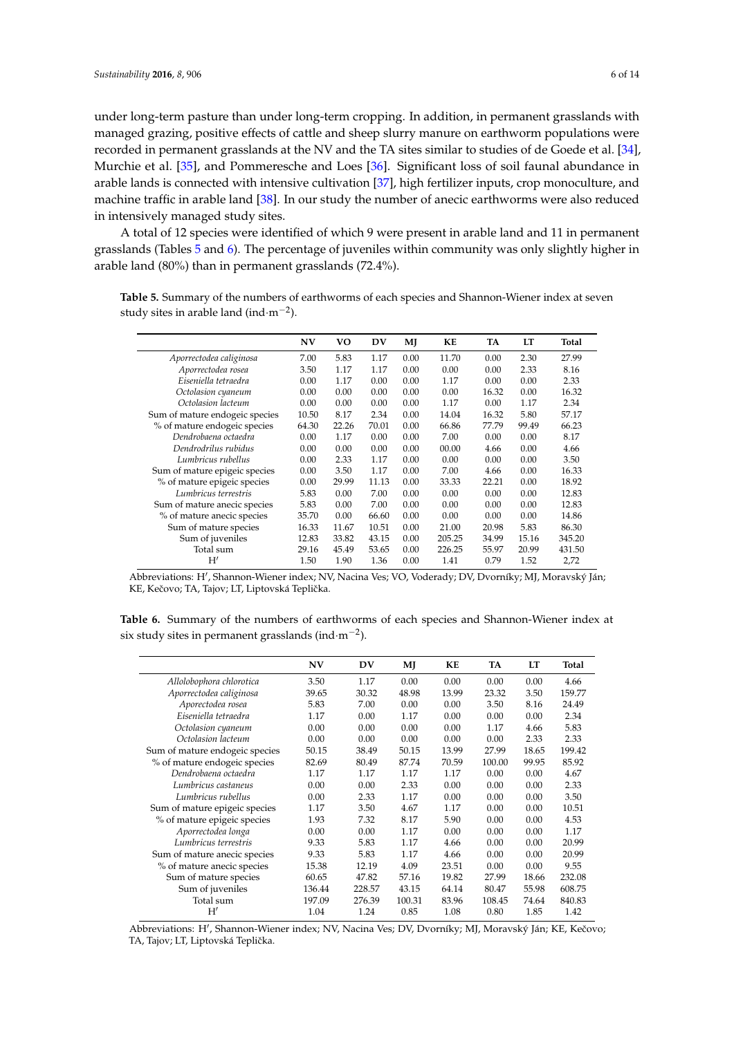under long-term pasture than under long-term cropping. In addition, in permanent grasslands with managed grazing, positive effects of cattle and sheep slurry manure on earthworm populations were recorded in permanent grasslands at the NV and the TA sites similar to studies of de Goede et al. [34], Murchie et al. [35], and Pommeresche and Loes [36]. Significant loss of soil faunal abundance in arable lands is connected with intensive cultivation [37], high fertilizer inputs, crop monoculture, and machine traffic in arable land [38]. In our study the number of anecic earthworms were also reduced in intensively managed study sites.

A total of 12 species were identified of which 9 were present in arable land and 11 in permanent grasslands (Tables 5 and 6). The percentage of juveniles within community was only slightly higher in arable land (80%) than in permanent grasslands (72.4%).

**Table 5.** Summary of the numbers of earthworms of each species and Shannon-Wiener index at seven study sites in arable land (ind·m$^{-2}$).

| | NV | VO | DV | MJ | KE | TA | LT | Total |
|---|---|---|---|---|---|---|---|---|
| *Aporrectodea caliginosa* | 7.00 | 5.83 | 1.17 | 0.00 | 11.70 | 0.00 | 2.30 | 27.99 |
| *Aporrectodea rosea* | 3.50 | 1.17 | 1.17 | 0.00 | 0.00 | 0.00 | 2.33 | 8.16 |
| *Eiseniella tetraedra* | 0.00 | 1.17 | 0.00 | 0.00 | 1.17 | 0.00 | 0.00 | 2.33 |
| *Octolasion cyaneum* | 0.00 | 0.00 | 0.00 | 0.00 | 0.00 | 16.32 | 0.00 | 16.32 |
| *Octolasion lacteum* | 0.00 | 0.00 | 0.00 | 0.00 | 1.17 | 0.00 | 1.17 | 2.34 |
| Sum of mature endogeic species | 10.50 | 8.17 | 2.34 | 0.00 | 14.04 | 16.32 | 5.80 | 57.17 |
| % of mature endogeic species | 64.30 | 22.26 | 70.01 | 0.00 | 66.86 | 77.79 | 99.49 | 66.23 |
| *Dendrobaena octaedra* | 0.00 | 1.17 | 0.00 | 0.00 | 7.00 | 0.00 | 0.00 | 8.17 |
| *Dendrodrilus rubidus* | 0.00 | 0.00 | 0.00 | 0.00 | 00.00 | 4.66 | 0.00 | 4.66 |
| *Lumbricus rubellus* | 0.00 | 2.33 | 1.17 | 0.00 | 0.00 | 0.00 | 0.00 | 3.50 |
| Sum of mature epigeic species | 0.00 | 3.50 | 1.17 | 0.00 | 7.00 | 4.66 | 0.00 | 16.33 |
| % of mature epigeic species | 0.00 | 29.99 | 11.13 | 0.00 | 33.33 | 22.21 | 0.00 | 18.92 |
| *Lumbricus terrestris* | 5.83 | 0.00 | 7.00 | 0.00 | 0.00 | 0.00 | 0.00 | 12.83 |
| Sum of mature anecic species | 5.83 | 0.00 | 7.00 | 0.00 | 0.00 | 0.00 | 0.00 | 12.83 |
| % of mature anecic species | 35.70 | 0.00 | 66.60 | 0.00 | 0.00 | 0.00 | 0.00 | 14.86 |
| Sum of mature species | 16.33 | 11.67 | 10.51 | 0.00 | 21.00 | 20.98 | 5.83 | 86.30 |
| Sum of juveniles | 12.83 | 33.82 | 43.15 | 0.00 | 205.25 | 34.99 | 15.16 | 345.20 |
| Total sum | 29.16 | 45.49 | 53.65 | 0.00 | 226.25 | 55.97 | 20.99 | 431.50 |
| H′ | 1.50 | 1.90 | 1.36 | 0.00 | 1.41 | 0.79 | 1.52 | 2,72 |

Abbreviations: H′, Shannon-Wiener index; NV, Nacina Ves; VO, Voderady; DV, Dvorníky; MJ, Moravský Ján; KE, Kečovo; TA, Tajov; LT, Liptovská Teplička.

**Table 6.** Summary of the numbers of earthworms of each species and Shannon-Wiener index at six study sites in permanent grasslands (ind·m$^{-2}$).

| | NV | DV | MJ | KE | TA | LT | Total |
|---|---|---|---|---|---|---|---|
| *Allolobophora chlorotica* | 3.50 | 1.17 | 0.00 | 0.00 | 0.00 | 0.00 | 4.66 |
| *Aporrectodea caliginosa* | 39.65 | 30.32 | 48.98 | 13.99 | 23.32 | 3.50 | 159.77 |
| *Aporectodea rosea* | 5.83 | 7.00 | 0.00 | 0.00 | 3.50 | 8.16 | 24.49 |
| *Eiseniella tetraedra* | 1.17 | 0.00 | 1.17 | 0.00 | 0.00 | 0.00 | 2.34 |
| *Octolasion cyaneum* | 0.00 | 0.00 | 0.00 | 0.00 | 1.17 | 4.66 | 5.83 |
| *Octolasion lacteum* | 0.00 | 0.00 | 0.00 | 0.00 | 0.00 | 2.33 | 2.33 |
| Sum of mature endogeic species | 50.15 | 38.49 | 50.15 | 13.99 | 27.99 | 18.65 | 199.42 |
| % of mature endogeic species | 82.69 | 80.49 | 87.74 | 70.59 | 100.00 | 99.95 | 85.92 |
| *Dendrobaena octaedra* | 1.17 | 1.17 | 1.17 | 1.17 | 0.00 | 0.00 | 4.67 |
| *Lumbricus castaneus* | 0.00 | 0.00 | 2.33 | 0.00 | 0.00 | 0.00 | 2.33 |
| *Lumbricus rubellus* | 0.00 | 2.33 | 1.17 | 0.00 | 0.00 | 0.00 | 3.50 |
| Sum of mature epigeic species | 1.17 | 3.50 | 4.67 | 1.17 | 0.00 | 0.00 | 10.51 |
| % of mature epigeic species | 1.93 | 7.32 | 8.17 | 5.90 | 0.00 | 0.00 | 4.53 |
| *Aporrectodea longa* | 0.00 | 0.00 | 1.17 | 0.00 | 0.00 | 0.00 | 1.17 |
| *Lumbricus terrestris* | 9.33 | 5.83 | 1.17 | 4.66 | 0.00 | 0.00 | 20.99 |
| Sum of mature anecic species | 9.33 | 5.83 | 1.17 | 4.66 | 0.00 | 0.00 | 20.99 |
| % of mature anecic species | 15.38 | 12.19 | 4.09 | 23.51 | 0.00 | 0.00 | 9.55 |
| Sum of mature species | 60.65 | 47.82 | 57.16 | 19.82 | 27.99 | 18.66 | 232.08 |
| Sum of juveniles | 136.44 | 228.57 | 43.15 | 64.14 | 80.47 | 55.98 | 608.75 |
| Total sum | 197.09 | 276.39 | 100.31 | 83.96 | 108.45 | 74.64 | 840.83 |
| H′ | 1.04 | 1.24 | 0.85 | 1.08 | 0.80 | 1.85 | 1.42 |

Abbreviations: H′, Shannon-Wiener index; NV, Nacina Ves; DV, Dvorníky; MJ, Moravský Ján; KE, Kečovo; TA, Tajov; LT, Liptovská Teplička.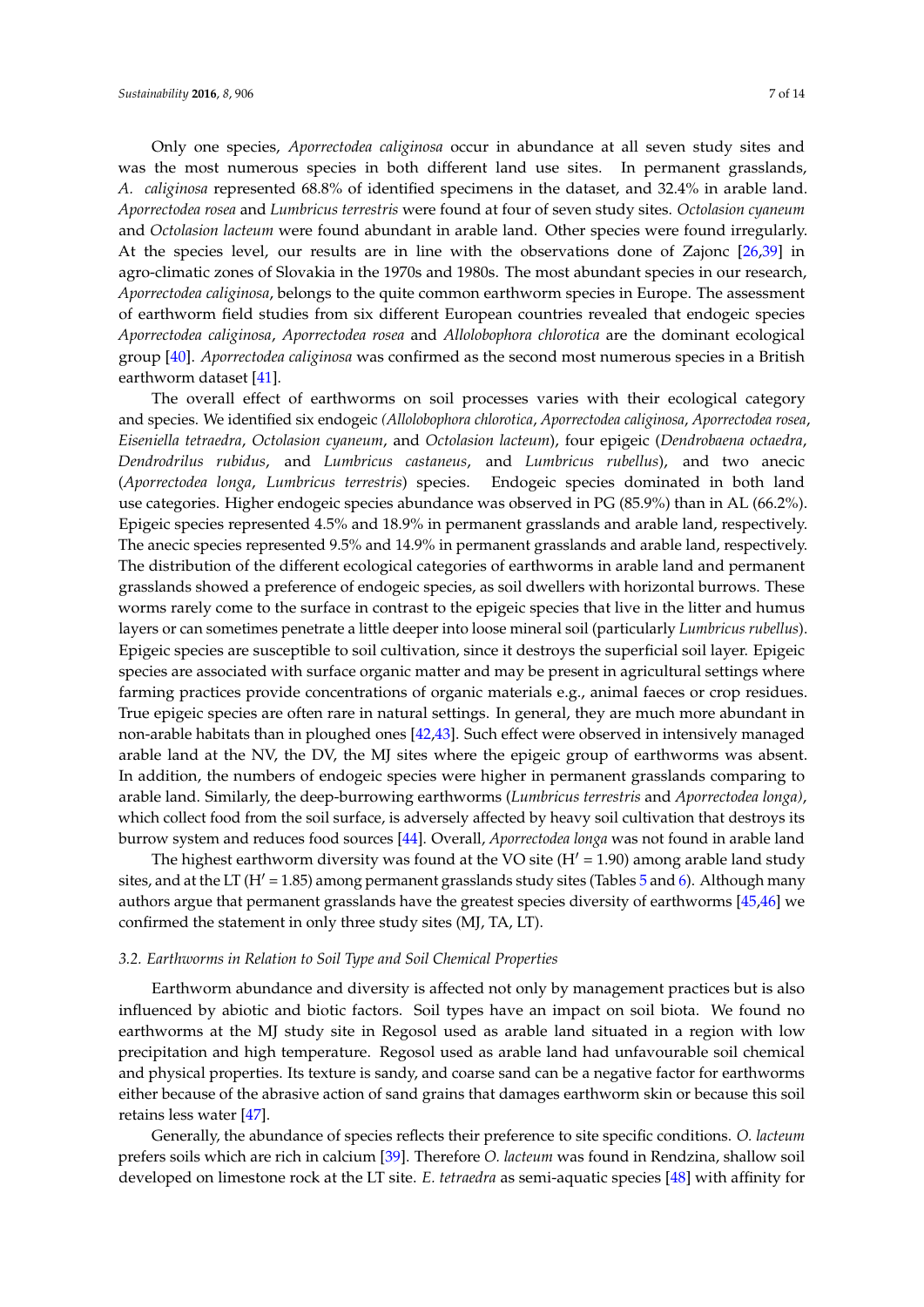Only one species, *Aporrectodea caliginosa* occur in abundance at all seven study sites and was the most numerous species in both different land use sites. In permanent grasslands, *A. caliginosa* represented 68.8% of identified specimens in the dataset, and 32.4% in arable land. *Aporrectodea rosea* and *Lumbricus terrestris* were found at four of seven study sites. *Octolasion cyaneum* and *Octolasion lacteum* were found abundant in arable land. Other species were found irregularly. At the species level, our results are in line with the observations done of Zajonc [26,39] in agro-climatic zones of Slovakia in the 1970s and 1980s. The most abundant species in our research, *Aporrectodea caliginosa*, belongs to the quite common earthworm species in Europe. The assessment of earthworm field studies from six different European countries revealed that endogeic species *Aporrectodea caliginosa*, *Aporrectodea rosea* and *Allolobophora chlorotica* are the dominant ecological group [40]. *Aporrectodea caliginosa* was confirmed as the second most numerous species in a British earthworm dataset [41].

The overall effect of earthworms on soil processes varies with their ecological category and species. We identified six endogeic (*Allolobophora chlorotica*, *Aporrectodea caliginosa*, *Aporrectodea rosea*, *Eiseniella tetraedra*, *Octolasion cyaneum*, and *Octolasion lacteum*), four epigeic (*Dendrobaena octaedra*, *Dendrodrilus rubidus*, and *Lumbricus castaneus*, and *Lumbricus rubellus*), and two anecic (*Aporrectodea longa*, *Lumbricus terrestris*) species. Endogeic species dominated in both land use categories. Higher endogeic species abundance was observed in PG (85.9%) than in AL (66.2%). Epigeic species represented 4.5% and 18.9% in permanent grasslands and arable land, respectively. The anecic species represented 9.5% and 14.9% in permanent grasslands and arable land, respectively. The distribution of the different ecological categories of earthworms in arable land and permanent grasslands showed a preference of endogeic species, as soil dwellers with horizontal burrows. These worms rarely come to the surface in contrast to the epigeic species that live in the litter and humus layers or can sometimes penetrate a little deeper into loose mineral soil (particularly *Lumbricus rubellus*). Epigeic species are susceptible to soil cultivation, since it destroys the superficial soil layer. Epigeic species are associated with surface organic matter and may be present in agricultural settings where farming practices provide concentrations of organic materials e.g., animal faeces or crop residues. True epigeic species are often rare in natural settings. In general, they are much more abundant in non-arable habitats than in ploughed ones [42,43]. Such effect were observed in intensively managed arable land at the NV, the DV, the MJ sites where the epigeic group of earthworms was absent. In addition, the numbers of endogeic species were higher in permanent grasslands comparing to arable land. Similarly, the deep-burrowing earthworms (*Lumbricus terrestris* and *Aporrectodea longa)*, which collect food from the soil surface, is adversely affected by heavy soil cultivation that destroys its burrow system and reduces food sources [44]. Overall, *Aporrectodea longa* was not found in arable land

The highest earthworm diversity was found at the VO site ($H' = 1.90$) among arable land study sites, and at the LT ($H' = 1.85$) among permanent grasslands study sites (Tables 5 and 6). Although many authors argue that permanent grasslands have the greatest species diversity of earthworms [45,46] we confirmed the statement in only three study sites (MJ, TA, LT).

### *3.2. Earthworms in Relation to Soil Type and Soil Chemical Properties*

Earthworm abundance and diversity is affected not only by management practices but is also influenced by abiotic and biotic factors. Soil types have an impact on soil biota. We found no earthworms at the MJ study site in Regosol used as arable land situated in a region with low precipitation and high temperature. Regosol used as arable land had unfavourable soil chemical and physical properties. Its texture is sandy, and coarse sand can be a negative factor for earthworms either because of the abrasive action of sand grains that damages earthworm skin or because this soil retains less water [47].

Generally, the abundance of species reflects their preference to site specific conditions. *O. lacteum* prefers soils which are rich in calcium [39]. Therefore *O. lacteum* was found in Rendzina, shallow soil developed on limestone rock at the LT site. *E. tetraedra* as semi-aquatic species [48] with affinity for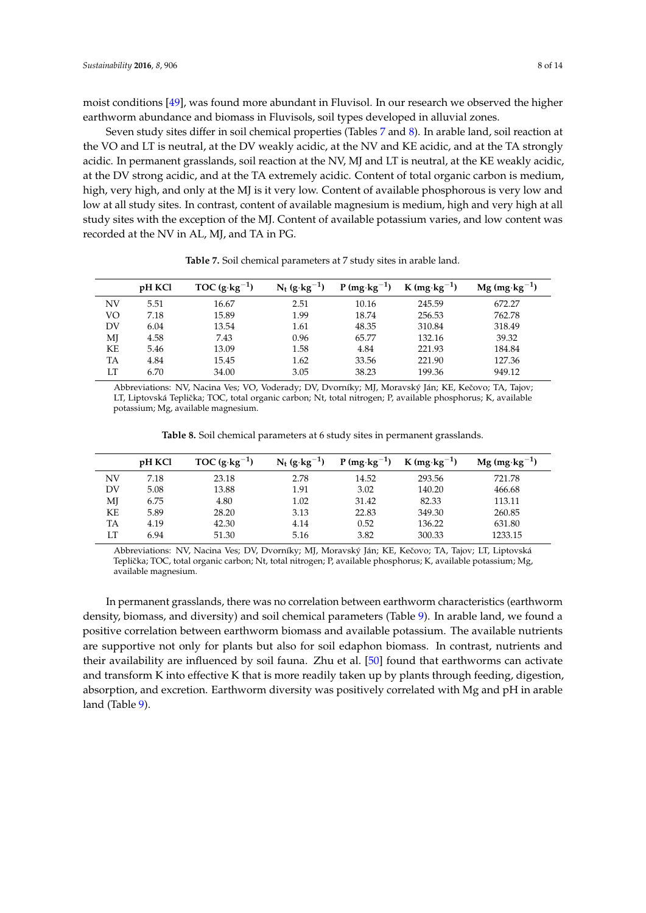moist conditions [49], was found more abundant in Fluvisol. In our research we observed the higher earthworm abundance and biomass in Fluvisols, soil types developed in alluvial zones.

Seven study sites differ in soil chemical properties (Tables 7 and 8). In arable land, soil reaction at the VO and LT is neutral, at the DV weakly acidic, at the NV and KE acidic, and at the TA strongly acidic. In permanent grasslands, soil reaction at the NV, MJ and LT is neutral, at the KE weakly acidic, at the DV strong acidic, and at the TA extremely acidic. Content of total organic carbon is medium, high, very high, and only at the MJ is it very low. Content of available phosphorous is very low and low at all study sites. In contrast, content of available magnesium is medium, high and very high at all study sites with the exception of the MJ. Content of available potassium varies, and low content was recorded at the NV in AL, MJ, and TA in PG.

**Table 7.** Soil chemical parameters at 7 study sites in arable land.

| | pH KCl | TOC ($g \cdot kg^{-1}$) | $N_t$ ($g \cdot kg^{-1}$) | P ($mg \cdot kg^{-1}$) | K ($mg \cdot kg^{-1}$) | Mg ($mg \cdot kg^{-1}$) |
|---|---|---|---|---|---|---|
| NV | 5.51 | 16.67 | 2.51 | 10.16 | 245.59 | 672.27 |
| VO | 7.18 | 15.89 | 1.99 | 18.74 | 256.53 | 762.78 |
| DV | 6.04 | 13.54 | 1.61 | 48.35 | 310.84 | 318.49 |
| MJ | 4.58 | 7.43 | 0.96 | 65.77 | 132.16 | 39.32 |
| KE | 5.46 | 13.09 | 1.58 | 4.84 | 221.93 | 184.84 |
| TA | 4.84 | 15.45 | 1.62 | 33.56 | 221.90 | 127.36 |
| LT | 6.70 | 34.00 | 3.05 | 38.23 | 199.36 | 949.12 |

Abbreviations: NV, Nacina Ves; VO, Voderady; DV, Dvorníky; MJ, Moravský Ján; KE, Kečovo; TA, Tajov; LT, Liptovská Teplička; TOC, total organic carbon; Nt, total nitrogen; P, available phosphorus; K, available potassium; Mg, available magnesium.

**Table 8.** Soil chemical parameters at 6 study sites in permanent grasslands.

| | pH KCl | TOC ($g \cdot kg^{-1}$) | $N_t$ ($g \cdot kg^{-1}$) | P ($mg \cdot kg^{-1}$) | K ($mg \cdot kg^{-1}$) | Mg ($mg \cdot kg^{-1}$) |
|---|---|---|---|---|---|---|
| NV | 7.18 | 23.18 | 2.78 | 14.52 | 293.56 | 721.78 |
| DV | 5.08 | 13.88 | 1.91 | 3.02 | 140.20 | 466.68 |
| MJ | 6.75 | 4.80 | 1.02 | 31.42 | 82.33 | 113.11 |
| KE | 5.89 | 28.20 | 3.13 | 22.83 | 349.30 | 260.85 |
| TA | 4.19 | 42.30 | 4.14 | 0.52 | 136.22 | 631.80 |
| LT | 6.94 | 51.30 | 5.16 | 3.82 | 300.33 | 1233.15 |

Abbreviations: NV, Nacina Ves; DV, Dvorníky; MJ, Moravský Ján; KE, Kečovo; TA, Tajov; LT, Liptovská Teplička; TOC, total organic carbon; Nt, total nitrogen; P, available phosphorus; K, available potassium; Mg, available magnesium.

In permanent grasslands, there was no correlation between earthworm characteristics (earthworm density, biomass, and diversity) and soil chemical parameters (Table 9). In arable land, we found a positive correlation between earthworm biomass and available potassium. The available nutrients are supportive not only for plants but also for soil edaphon biomass. In contrast, nutrients and their availability are influenced by soil fauna. Zhu et al. [50] found that earthworms can activate and transform K into effective K that is more readily taken up by plants through feeding, digestion, absorption, and excretion. Earthworm diversity was positively correlated with Mg and pH in arable land (Table 9).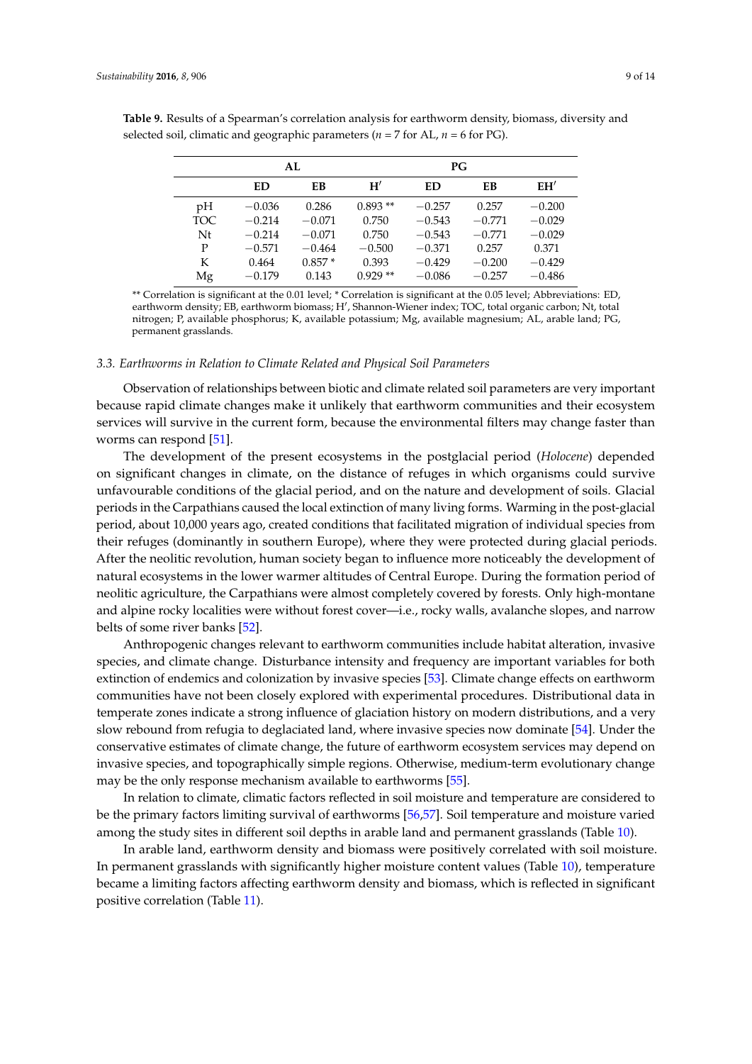**Table 9.** Results of a Spearman's correlation analysis for earthworm density, biomass, diversity and selected soil, climatic and geographic parameters ($n$ = 7 for AL, $n$ = 6 for PG).

| | AL | | | PG | | |
|---|---|---|---|---|---|---|
| | ED | EB | H′ | ED | EB | EH′ |
| pH | −0.036 | 0.286 | 0.893 ** | −0.257 | 0.257 | −0.200 |
| TOC | −0.214 | −0.071 | 0.750 | −0.543 | −0.771 | −0.029 |
| Nt | −0.214 | −0.071 | 0.750 | −0.543 | −0.771 | −0.029 |
| P | −0.571 | −0.464 | −0.500 | −0.371 | 0.257 | 0.371 |
| K | 0.464 | 0.857 * | 0.393 | −0.429 | −0.200 | −0.429 |
| Mg | −0.179 | 0.143 | 0.929 ** | −0.086 | −0.257 | −0.486 |

** Correlation is significant at the 0.01 level; * Correlation is significant at the 0.05 level; Abbreviations: ED, earthworm density; EB, earthworm biomass; H′, Shannon-Wiener index; TOC, total organic carbon; Nt, total nitrogen; P, available phosphorus; K, available potassium; Mg, available magnesium; AL, arable land; PG, permanent grasslands.

### 3.3. Earthworms in Relation to Climate Related and Physical Soil Parameters

Observation of relationships between biotic and climate related soil parameters are very important because rapid climate changes make it unlikely that earthworm communities and their ecosystem services will survive in the current form, because the environmental filters may change faster than worms can respond [51].

The development of the present ecosystems in the postglacial period (*Holocene*) depended on significant changes in climate, on the distance of refuges in which organisms could survive unfavourable conditions of the glacial period, and on the nature and development of soils. Glacial periods in the Carpathians caused the local extinction of many living forms. Warming in the post-glacial period, about 10,000 years ago, created conditions that facilitated migration of individual species from their refuges (dominantly in southern Europe), where they were protected during glacial periods. After the neolitic revolution, human society began to influence more noticeably the development of natural ecosystems in the lower warmer altitudes of Central Europe. During the formation period of neolitic agriculture, the Carpathians were almost completely covered by forests. Only high-montane and alpine rocky localities were without forest cover—i.e., rocky walls, avalanche slopes, and narrow belts of some river banks [52].

Anthropogenic changes relevant to earthworm communities include habitat alteration, invasive species, and climate change. Disturbance intensity and frequency are important variables for both extinction of endemics and colonization by invasive species [53]. Climate change effects on earthworm communities have not been closely explored with experimental procedures. Distributional data in temperate zones indicate a strong influence of glaciation history on modern distributions, and a very slow rebound from refugia to deglaciated land, where invasive species now dominate [54]. Under the conservative estimates of climate change, the future of earthworm ecosystem services may depend on invasive species, and topographically simple regions. Otherwise, medium-term evolutionary change may be the only response mechanism available to earthworms [55].

In relation to climate, climatic factors reflected in soil moisture and temperature are considered to be the primary factors limiting survival of earthworms [56,57]. Soil temperature and moisture varied among the study sites in different soil depths in arable land and permanent grasslands (Table 10).

In arable land, earthworm density and biomass were positively correlated with soil moisture. In permanent grasslands with significantly higher moisture content values (Table 10), temperature became a limiting factors affecting earthworm density and biomass, which is reflected in significant positive correlation (Table 11).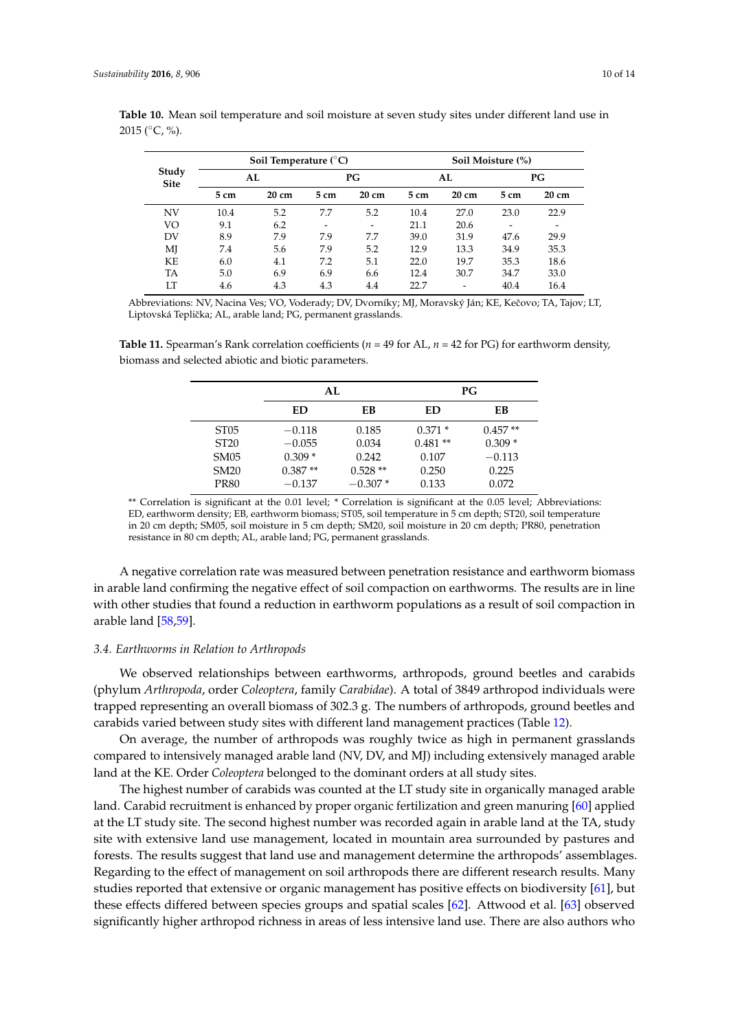**Table 10.** Mean soil temperature and soil moisture at seven study sites under different land use in 2015 (°C, %).

| Study Site | Soil Temperature (°C) | | | | Soil Moisture (%) | | | |
|---|---|---|---|---|---|---|---|---|
| | AL | | PG | | AL | | PG | |
| | 5 cm | 20 cm | 5 cm | 20 cm | 5 cm | 20 cm | 5 cm | 20 cm |
| NV | 10.4 | 5.2 | 7.7 | 5.2 | 10.4 | 27.0 | 23.0 | 22.9 |
| VO | 9.1 | 6.2 | - | - | 21.1 | 20.6 | - | - |
| DV | 8.9 | 7.9 | 7.9 | 7.7 | 39.0 | 31.9 | 47.6 | 29.9 |
| MJ | 7.4 | 5.6 | 7.9 | 5.2 | 12.9 | 13.3 | 34.9 | 35.3 |
| KE | 6.0 | 4.1 | 7.2 | 5.1 | 22.0 | 19.7 | 35.3 | 18.6 |
| TA | 5.0 | 6.9 | 6.9 | 6.6 | 12.4 | 30.7 | 34.7 | 33.0 |
| LT | 4.6 | 4.3 | 4.3 | 4.4 | 22.7 | - | 40.4 | 16.4 |

Abbreviations: NV, Nacina Ves; VO, Voderady; DV, Dvorníky; MJ, Moravský Ján; KE, Kečovo; TA, Tajov; LT, Liptovská Teplička; AL, arable land; PG, permanent grasslands.

**Table 11.** Spearman's Rank correlation coefficients ($n$ = 49 for AL, $n$ = 42 for PG) for earthworm density, biomass and selected abiotic and biotic parameters.

| | AL | | PG | |
|---|---|---|---|---|
| | ED | EB | ED | EB |
| ST05 | −0.118 | 0.185 | 0.371 * | 0.457 ** |
| ST20 | −0.055 | 0.034 | 0.481 ** | 0.309 * |
| SM05 | 0.309 * | 0.242 | 0.107 | −0.113 |
| SM20 | 0.387 ** | 0.528 ** | 0.250 | 0.225 |
| PR80 | −0.137 | −0.307 * | 0.133 | 0.072 |

** Correlation is significant at the 0.01 level; * Correlation is significant at the 0.05 level; Abbreviations: ED, earthworm density; EB, earthworm biomass; ST05, soil temperature in 5 cm depth; ST20, soil temperature in 20 cm depth; SM05, soil moisture in 5 cm depth; SM20, soil moisture in 20 cm depth; PR80, penetration resistance in 80 cm depth; AL, arable land; PG, permanent grasslands.

A negative correlation rate was measured between penetration resistance and earthworm biomass in arable land confirming the negative effect of soil compaction on earthworms. The results are in line with other studies that found a reduction in earthworm populations as a result of soil compaction in arable land [58,59].

### 3.4. Earthworms in Relation to Arthropods

We observed relationships between earthworms, arthropods, ground beetles and carabids (phylum *Arthropoda*, order *Coleoptera*, family *Carabidae*). A total of 3849 arthropod individuals were trapped representing an overall biomass of 302.3 g. The numbers of arthropods, ground beetles and carabids varied between study sites with different land management practices (Table 12).

On average, the number of arthropods was roughly twice as high in permanent grasslands compared to intensively managed arable land (NV, DV, and MJ) including extensively managed arable land at the KE. Order *Coleoptera* belonged to the dominant orders at all study sites.

The highest number of carabids was counted at the LT study site in organically managed arable land. Carabid recruitment is enhanced by proper organic fertilization and green manuring [60] applied at the LT study site. The second highest number was recorded again in arable land at the TA, study site with extensive land use management, located in mountain area surrounded by pastures and forests. The results suggest that land use and management determine the arthropods' assemblages. Regarding to the effect of management on soil arthropods there are different research results. Many studies reported that extensive or organic management has positive effects on biodiversity [61], but these effects differed between species groups and spatial scales [62]. Attwood et al. [63] observed significantly higher arthropod richness in areas of less intensive land use. There are also authors who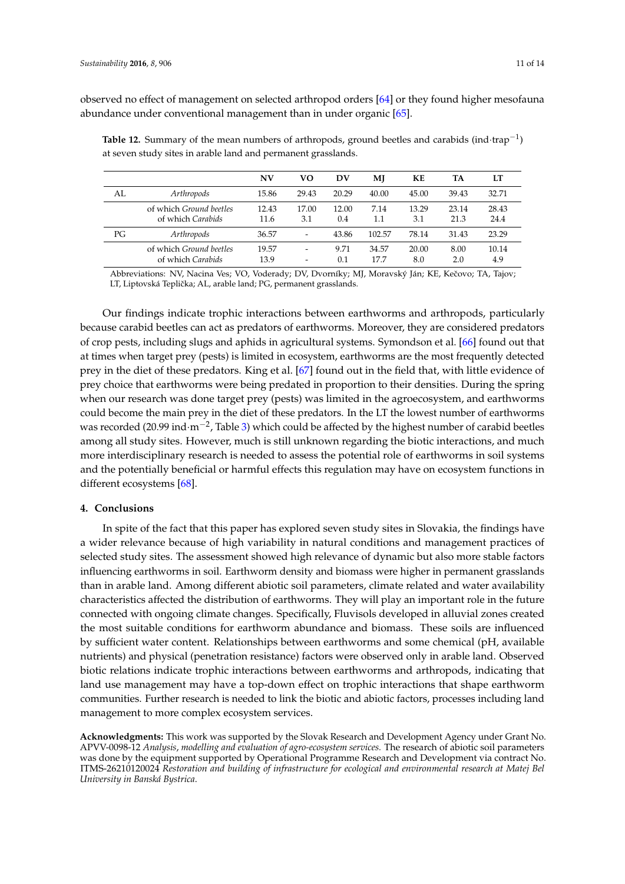observed no effect of management on selected arthropod orders [64] or they found higher mesofauna abundance under conventional management than in under organic [65].

**Table 12.** Summary of the mean numbers of arthropods, ground beetles and carabids (ind·trap$^{-1}$) at seven study sites in arable land and permanent grasslands.

| | | NV | VO | DV | MJ | KE | TA | LT |
|---|---|---|---|---|---|---|---|---|
| AL | *Arthropods* | 15.86 | 29.43 | 20.29 | 40.00 | 45.00 | 39.43 | 32.71 |
| | of which *Ground beetles* | 12.43 | 17.00 | 12.00 | 7.14 | 13.29 | 23.14 | 28.43 |
| | of which *Carabids* | 11.6 | 3.1 | 0.4 | 1.1 | 3.1 | 21.3 | 24.4 |
| PG | *Arthropods* | 36.57 | - | 43.86 | 102.57 | 78.14 | 31.43 | 23.29 |
| | of which *Ground beetles* | 19.57 | - | 9.71 | 34.57 | 20.00 | 8.00 | 10.14 |
| | of which *Carabids* | 13.9 | - | 0.1 | 17.7 | 8.0 | 2.0 | 4.9 |

Abbreviations: NV, Nacina Ves; VO, Voderady; DV, Dvorníky; MJ, Moravský Ján; KE, Kečovo; TA, Tajov; LT, Liptovská Teplička; AL, arable land; PG, permanent grasslands.

Our findings indicate trophic interactions between earthworms and arthropods, particularly because carabid beetles can act as predators of earthworms. Moreover, they are considered predators of crop pests, including slugs and aphids in agricultural systems. Symondson et al. [66] found out that at times when target prey (pests) is limited in ecosystem, earthworms are the most frequently detected prey in the diet of these predators. King et al. [67] found out in the field that, with little evidence of prey choice that earthworms were being predated in proportion to their densities. During the spring when our research was done target prey (pests) was limited in the agroecosystem, and earthworms could become the main prey in the diet of these predators. In the LT the lowest number of earthworms was recorded (20.99 ind·m$^{-2}$, Table 3) which could be affected by the highest number of carabid beetles among all study sites. However, much is still unknown regarding the biotic interactions, and much more interdisciplinary research is needed to assess the potential role of earthworms in soil systems and the potentially beneficial or harmful effects this regulation may have on ecosystem functions in different ecosystems [68].

## 4. Conclusions

In spite of the fact that this paper has explored seven study sites in Slovakia, the findings have a wider relevance because of high variability in natural conditions and management practices of selected study sites. The assessment showed high relevance of dynamic but also more stable factors influencing earthworms in soil. Earthworm density and biomass were higher in permanent grasslands than in arable land. Among different abiotic soil parameters, climate related and water availability characteristics affected the distribution of earthworms. They will play an important role in the future connected with ongoing climate changes. Specifically, Fluvisols developed in alluvial zones created the most suitable conditions for earthworm abundance and biomass. These soils are influenced by sufficient water content. Relationships between earthworms and some chemical (pH, available nutrients) and physical (penetration resistance) factors were observed only in arable land. Observed biotic relations indicate trophic interactions between earthworms and arthropods, indicating that land use management may have a top-down effect on trophic interactions that shape earthworm communities. Further research is needed to link the biotic and abiotic factors, processes including land management to more complex ecosystem services.

**Acknowledgments:** This work was supported by the Slovak Research and Development Agency under Grant No. APVV-0098-12 *Analysis, modelling and evaluation of agro-ecosystem services*. The research of abiotic soil parameters was done by the equipment supported by Operational Programme Research and Development via contract No. ITMS-26210120024 *Restoration and building of infrastructure for ecological and environmental research at Matej Bel University in Banská Bystrica*.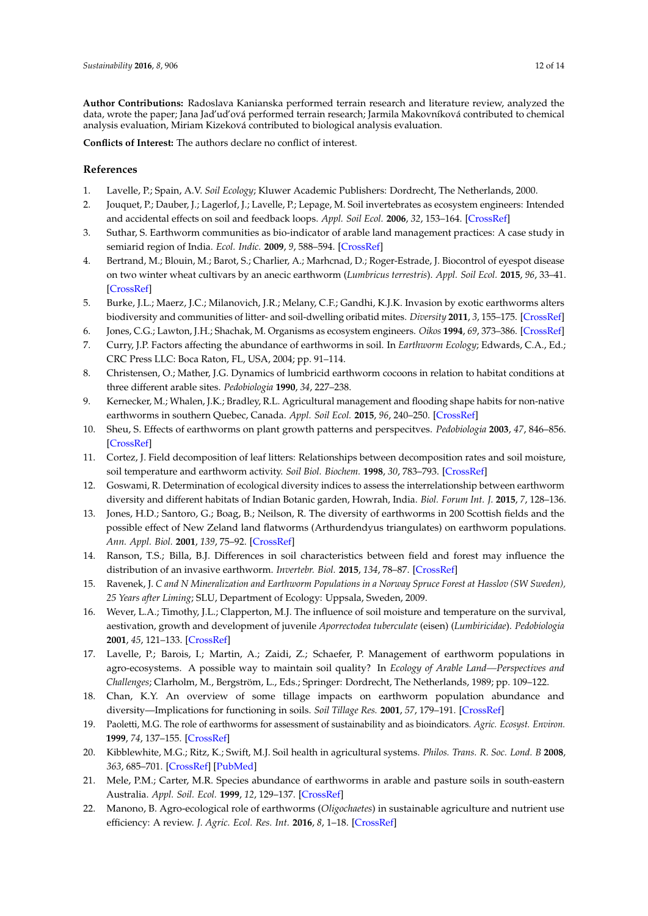**Author Contributions:** Radoslava Kanianska performed terrain research and literature review, analyzed the data, wrote the paper; Jana Jaďuďová performed terrain research; Jarmila Makovníková contributed to chemical analysis evaluation, Miriam Kizeková contributed to biological analysis evaluation.

**Conflicts of Interest:** The authors declare no conflict of interest.

## References

1. Lavelle, P.; Spain, A.V. *Soil Ecology*; Kluwer Academic Publishers: Dordrecht, The Netherlands, 2000.
2. Jouquet, P.; Dauber, J.; Lagerlof, J.; Lavelle, P.; Lepage, M. Soil invertebrates as ecosystem engineers: Intended and accidental effects on soil and feedback loops. *Appl. Soil Ecol.* **2006**, *32*, 153–164. [CrossRef]
3. Suthar, S. Earthworm communities as bio-indicator of arable land management practices: A case study in semiarid region of India. *Ecol. Indic.* **2009**, *9*, 588–594. [CrossRef]
4. Bertrand, M.; Blouin, M.; Barot, S.; Charlier, A.; Marhcnad, D.; Roger-Estrade, J. Biocontrol of eyespot disease on two winter wheat cultivars by an anecic earthworm (*Lumbricus terrestris*). *Appl. Soil Ecol.* **2015**, *96*, 33–41. [CrossRef]
5. Burke, J.L.; Maerz, J.C.; Milanovich, J.R.; Melany, C.F.; Gandhi, K.J.K. Invasion by exotic earthworms alters biodiversity and communities of litter- and soil-dwelling oribatid mites. *Diversity* **2011**, *3*, 155–175. [CrossRef]
6. Jones, C.G.; Lawton, J.H.; Shachak, M. Organisms as ecosystem engineers. *Oikos* **1994**, *69*, 373–386. [CrossRef]
7. Curry, J.P. Factors affecting the abundance of earthworms in soil. In *Earthworm Ecology*; Edwards, C.A., Ed.; CRC Press LLC: Boca Raton, FL, USA, 2004; pp. 91–114.
8. Christensen, O.; Mather, J.G. Dynamics of lumbricid earthworm cocoons in relation to habitat conditions at three different arable sites. *Pedobiologia* **1990**, *34*, 227–238.
9. Kernecker, M.; Whalen, J.K.; Bradley, R.L. Agricultural management and flooding shape habits for non-native earthworms in southern Quebec, Canada. *Appl. Soil Ecol.* **2015**, *96*, 240–250. [CrossRef]
10. Sheu, S. Effects of earthworms on plant growth patterns and perspecitves. *Pedobiologia* **2003**, *47*, 846–856. [CrossRef]
11. Cortez, J. Field decomposition of leaf litters: Relationships between decomposition rates and soil moisture, soil temperature and earthworm activity. *Soil Biol. Biochem.* **1998**, *30*, 783–793. [CrossRef]
12. Goswami, R. Determination of ecological diversity indices to assess the interrelationship between earthworm diversity and different habitats of Indian Botanic garden, Howrah, India. *Biol. Forum Int. J.* **2015**, *7*, 128–136.
13. Jones, H.D.; Santoro, G.; Boag, B.; Neilson, R. The diversity of earthworms in 200 Scottish fields and the possible effect of New Zeland land flatworms (Arthurdendyus triangulates) on earthworm populations. *Ann. Appl. Biol.* **2001**, *139*, 75–92. [CrossRef]
14. Ranson, T.S.; Billa, B.J. Differences in soil characteristics between field and forest may influence the distribution of an invasive earthworm. *Invertebr. Biol.* **2015**, *134*, 78–87. [CrossRef]
15. Ravenek, J. *C and N Mineralization and Earthworm Populations in a Norway Spruce Forest at Hasslov (SW Sweden), 25 Years after Liming*; SLU, Department of Ecology: Uppsala, Sweden, 2009.
16. Wever, L.A.; Timothy, J.L.; Clapperton, M.J. The influence of soil moisture and temperature on the survival, aestivation, growth and development of juvenile *Aporrectodea tuberculate* (eisen) (*Lumbiricidae*). *Pedobiologia* **2001**, *45*, 121–133. [CrossRef]
17. Lavelle, P.; Barois, I.; Martin, A.; Zaidi, Z.; Schaefer, P. Management of earthworm populations in agro-ecosystems. A possible way to maintain soil quality? In *Ecology of Arable Land—Perspectives and Challenges*; Clarholm, M., Bergström, L., Eds.; Springer: Dordrecht, The Netherlands, 1989; pp. 109–122.
18. Chan, K.Y. An overview of some tillage impacts on earthworm population abundance and diversity—Implications for functioning in soils. *Soil Tillage Res.* **2001**, *57*, 179–191. [CrossRef]
19. Paoletti, M.G. The role of earthworms for assessment of sustainability and as bioindicators. *Agric. Ecosyst. Environ.* **1999**, *74*, 137–155. [CrossRef]
20. Kibblewhite, M.G.; Ritz, K.; Swift, M.J. Soil health in agricultural systems. *Philos. Trans. R. Soc. Lond. B* **2008**, *363*, 685–701. [CrossRef] [PubMed]
21. Mele, P.M.; Carter, M.R. Species abundance of earthworms in arable and pasture soils in south-eastern Australia. *Appl. Soil. Ecol.* **1999**, *12*, 129–137. [CrossRef]
22. Manono, B. Agro-ecological role of earthworms (*Oligochaetes*) in sustainable agriculture and nutrient use efficiency: A review. *J. Agric. Ecol. Res. Int.* **2016**, *8*, 1–18. [CrossRef]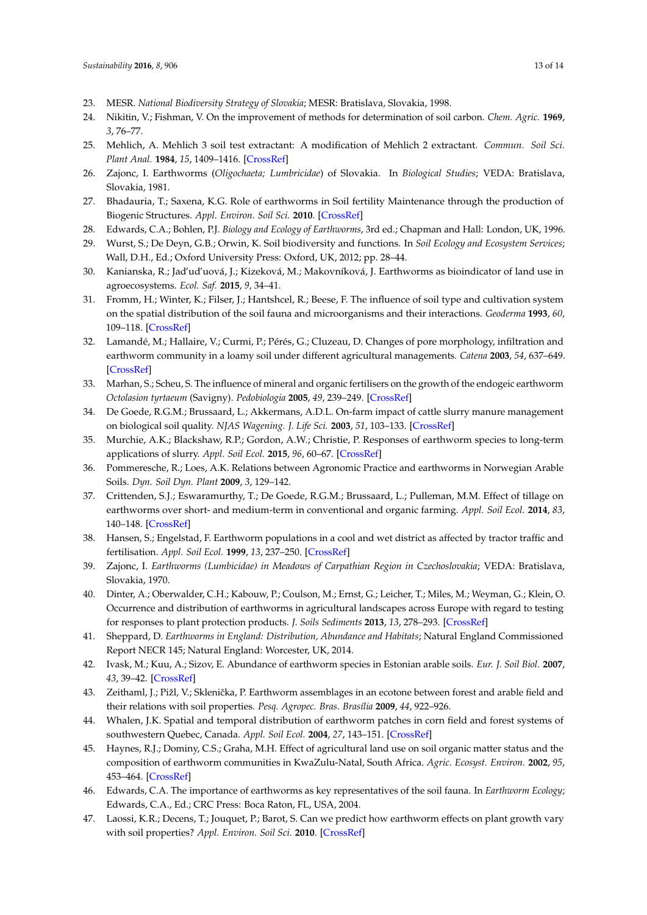23. MESR. *National Biodiversity Strategy of Slovakia*; MESR: Bratislava, Slovakia, 1998.
24. Nikitin, V.; Fishman, V. On the improvement of methods for determination of soil carbon. *Chem. Agric.* **1969**, *3*, 76–77.
25. Mehlich, A. Mehlich 3 soil test extractant: A modification of Mehlich 2 extractant. *Commun. Soil Sci. Plant Anal.* **1984**, *15*, 1409–1416. [CrossRef]
26. Zajonc, I. Earthworms (*Oligochaeta; Lumbricidae*) of Slovakia. In *Biological Studies*; VEDA: Bratislava, Slovakia, 1981.
27. Bhadauria, T.; Saxena, K.G. Role of earthworms in Soil fertility Maintenance through the production of Biogenic Structures. *Appl. Environ. Soil Sci.* **2010**. [CrossRef]
28. Edwards, C.A.; Bohlen, P.J. *Biology and Ecology of Earthworms*, 3rd ed.; Chapman and Hall: London, UK, 1996.
29. Wurst, S.; De Deyn, G.B.; Orwin, K. Soil biodiversity and functions. In *Soil Ecology and Ecosystem Services*; Wall, D.H., Ed.; Oxford University Press: Oxford, UK, 2012; pp. 28–44.
30. Kanianska, R.; Jad'ud'ová, J.; Kizeková, M.; Makovníková, J. Earthworms as bioindicator of land use in agroecosystems. *Ecol. Saf.* **2015**, *9*, 34–41.
31. Fromm, H.; Winter, K.; Filser, J.; Hantshcel, R.; Beese, F. The influence of soil type and cultivation system on the spatial distribution of the soil fauna and microorganisms and their interactions. *Geoderma* **1993**, *60*, 109–118. [CrossRef]
32. Lamandé, M.; Hallaire, V.; Curmi, P.; Pérés, G.; Cluzeau, D. Changes of pore morphology, infiltration and earthworm community in a loamy soil under different agricultural managements. *Catena* **2003**, *54*, 637–649. [CrossRef]
33. Marhan, S.; Scheu, S. The influence of mineral and organic fertilisers on the growth of the endogeic earthworm *Octolasion tyrtaeum* (Savigny). *Pedobiologia* **2005**, *49*, 239–249. [CrossRef]
34. De Goede, R.G.M.; Brussaard, L.; Akkermans, A.D.L. On-farm impact of cattle slurry manure management on biological soil quality. *NJAS Wagening. J. Life Sci.* **2003**, *51*, 103–133. [CrossRef]
35. Murchie, A.K.; Blackshaw, R.P.; Gordon, A.W.; Christie, P. Responses of earthworm species to long-term applications of slurry. *Appl. Soil Ecol.* **2015**, *96*, 60–67. [CrossRef]
36. Pommeresche, R.; Loes, A.K. Relations between Agronomic Practice and earthworms in Norwegian Arable Soils. *Dyn. Soil Dyn. Plant* **2009**, *3*, 129–142.
37. Crittenden, S.J.; Eswaramurthy, T.; De Goede, R.G.M.; Brussaard, L.; Pulleman, M.M. Effect of tillage on earthworms over short- and medium-term in conventional and organic farming. *Appl. Soil Ecol.* **2014**, *83*, 140–148. [CrossRef]
38. Hansen, S.; Engelstad, F. Earthworm populations in a cool and wet district as affected by tractor traffic and fertilisation. *Appl. Soil Ecol.* **1999**, *13*, 237–250. [CrossRef]
39. Zajonc, I. *Earthworms (Lumbicidae) in Meadows of Carpathian Region in Czechoslovakia*; VEDA: Bratislava, Slovakia, 1970.
40. Dinter, A.; Oberwalder, C.H.; Kabouw, P.; Coulson, M.; Ernst, G.; Leicher, T.; Miles, M.; Weyman, G.; Klein, O. Occurrence and distribution of earthworms in agricultural landscapes across Europe with regard to testing for responses to plant protection products. *J. Soils Sediments* **2013**, *13*, 278–293. [CrossRef]
41. Sheppard, D. *Earthworms in England: Distribution, Abundance and Habitats*; Natural England Commissioned Report NECR 145; Natural England: Worcester, UK, 2014.
42. Ivask, M.; Kuu, A.; Sizov, E. Abundance of earthworm species in Estonian arable soils. *Eur. J. Soil Biol.* **2007**, *43*, 39–42. [CrossRef]
43. Zeithaml, J.; Pižl, V.; Sklenička, P. Earthworm assemblages in an ecotone between forest and arable field and their relations with soil properties. *Pesq. Agropec. Bras. Brasília* **2009**, *44*, 922–926.
44. Whalen, J.K. Spatial and temporal distribution of earthworm patches in corn field and forest systems of southwestern Quebec, Canada. *Appl. Soil Ecol.* **2004**, *27*, 143–151. [CrossRef]
45. Haynes, R.J.; Dominy, C.S.; Graha, M.H. Effect of agricultural land use on soil organic matter status and the composition of earthworm communities in KwaZulu-Natal, South Africa. *Agric. Ecosyst. Environ.* **2002**, *95*, 453–464. [CrossRef]
46. Edwards, C.A. The importance of earthworms as key representatives of the soil fauna. In *Earthworm Ecology*; Edwards, C.A., Ed.; CRC Press: Boca Raton, FL, USA, 2004.
47. Laossi, K.R.; Decens, T.; Jouquet, P.; Barot, S. Can we predict how earthworm effects on plant growth vary with soil properties? *Appl. Environ. Soil Sci.* **2010**. [CrossRef]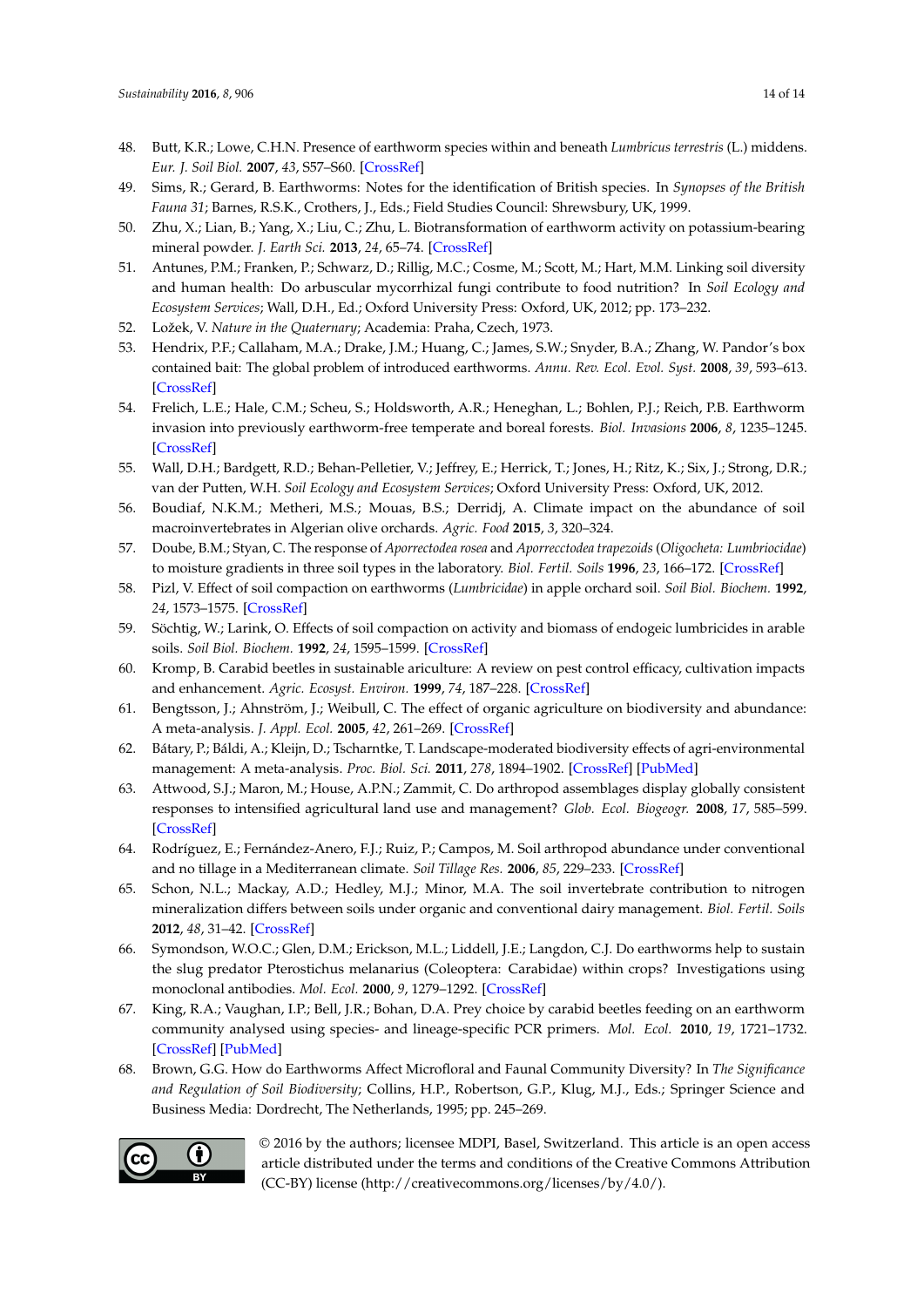48. Butt, K.R.; Lowe, C.H.N. Presence of earthworm species within and beneath *Lumbricus terrestris* (L.) middens. *Eur. J. Soil Biol.* **2007**, *43*, S57–S60. [CrossRef]
49. Sims, R.; Gerard, B. Earthworms: Notes for the identification of British species. In *Synopses of the British Fauna 31*; Barnes, R.S.K., Crothers, J., Eds.; Field Studies Council: Shrewsbury, UK, 1999.
50. Zhu, X.; Lian, B.; Yang, X.; Liu, C.; Zhu, L. Biotransformation of earthworm activity on potassium-bearing mineral powder. *J. Earth Sci.* **2013**, *24*, 65–74. [CrossRef]
51. Antunes, P.M.; Franken, P.; Schwarz, D.; Rillig, M.C.; Cosme, M.; Scott, M.; Hart, M.M. Linking soil diversity and human health: Do arbuscular mycorrhizal fungi contribute to food nutrition? In *Soil Ecology and Ecosystem Services*; Wall, D.H., Ed.; Oxford University Press: Oxford, UK, 2012; pp. 173–232.
52. Ložek, V. *Nature in the Quaternary*; Academia: Praha, Czech, 1973.
53. Hendrix, P.F.; Callaham, M.A.; Drake, J.M.; Huang, C.; James, S.W.; Snyder, B.A.; Zhang, W. Pandor's box contained bait: The global problem of introduced earthworms. *Annu. Rev. Ecol. Evol. Syst.* **2008**, *39*, 593–613. [CrossRef]
54. Frelich, L.E.; Hale, C.M.; Scheu, S.; Holdsworth, A.R.; Heneghan, L.; Bohlen, P.J.; Reich, P.B. Earthworm invasion into previously earthworm-free temperate and boreal forests. *Biol. Invasions* **2006**, *8*, 1235–1245. [CrossRef]
55. Wall, D.H.; Bardgett, R.D.; Behan-Pelletier, V.; Jeffrey, E.; Herrick, T.; Jones, H.; Ritz, K.; Six, J.; Strong, D.R.; van der Putten, W.H. *Soil Ecology and Ecosystem Services*; Oxford University Press: Oxford, UK, 2012.
56. Boudiaf, N.K.M.; Metheri, M.S.; Mouas, B.S.; Derridj, A. Climate impact on the abundance of soil macroinvertebrates in Algerian olive orchards. *Agric. Food* **2015**, *3*, 320–324.
57. Doube, B.M.; Styan, C. The response of *Aporrectodea rosea* and *Aporrecctodea trapezoids* (*Oligocheta: Lumbriocidae*) to moisture gradients in three soil types in the laboratory. *Biol. Fertil. Soils* **1996**, *23*, 166–172. [CrossRef]
58. Pizl, V. Effect of soil compaction on earthworms (*Lumbricidae*) in apple orchard soil. *Soil Biol. Biochem.* **1992**, *24*, 1573–1575. [CrossRef]
59. Söchtig, W.; Larink, O. Effects of soil compaction on activity and biomass of endogeic lumbricides in arable soils. *Soil Biol. Biochem.* **1992**, *24*, 1595–1599. [CrossRef]
60. Kromp, B. Carabid beetles in sustainable ariculture: A review on pest control efficacy, cultivation impacts and enhancement. *Agric. Ecosyst. Environ.* **1999**, *74*, 187–228. [CrossRef]
61. Bengtsson, J.; Ahnström, J.; Weibull, C. The effect of organic agriculture on biodiversity and abundance: A meta-analysis. *J. Appl. Ecol.* **2005**, *42*, 261–269. [CrossRef]
62. Bátary, P.; Báldi, A.; Kleijn, D.; Tscharntke, T. Landscape-moderated biodiversity effects of agri-environmental management: A meta-analysis. *Proc. Biol. Sci.* **2011**, *278*, 1894–1902. [CrossRef] [PubMed]
63. Attwood, S.J.; Maron, M.; House, A.P.N.; Zammit, C. Do arthropod assemblages display globally consistent responses to intensified agricultural land use and management? *Glob. Ecol. Biogeogr.* **2008**, *17*, 585–599. [CrossRef]
64. Rodríguez, E.; Fernández-Anero, F.J.; Ruiz, P.; Campos, M. Soil arthropod abundance under conventional and no tillage in a Mediterranean climate. *Soil Tillage Res.* **2006**, *85*, 229–233. [CrossRef]
65. Schon, N.L.; Mackay, A.D.; Hedley, M.J.; Minor, M.A. The soil invertebrate contribution to nitrogen mineralization differs between soils under organic and conventional dairy management. *Biol. Fertil. Soils* **2012**, *48*, 31–42. [CrossRef]
66. Symondson, W.O.C.; Glen, D.M.; Erickson, M.L.; Liddell, J.E.; Langdon, C.J. Do earthworms help to sustain the slug predator Pterostichus melanarius (Coleoptera: Carabidae) within crops? Investigations using monoclonal antibodies. *Mol. Ecol.* **2000**, *9*, 1279–1292. [CrossRef]
67. King, R.A.; Vaughan, I.P.; Bell, J.R.; Bohan, D.A. Prey choice by carabid beetles feeding on an earthworm community analysed using species- and lineage-specific PCR primers. *Mol. Ecol.* **2010**, *19*, 1721–1732. [CrossRef] [PubMed]
68. Brown, G.G. How do Earthworms Affect Microfloral and Faunal Community Diversity? In *The Significance and Regulation of Soil Biodiversity*; Collins, H.P., Robertson, G.P., Klug, M.J., Eds.; Springer Science and Business Media: Dordrecht, The Netherlands, 1995; pp. 245–269.

© 2016 by the authors; licensee MDPI, Basel, Switzerland. This article is an open access article distributed under the terms and conditions of the Creative Commons Attribution (CC-BY) license (http://creativecommons.org/licenses/by/4.0/).